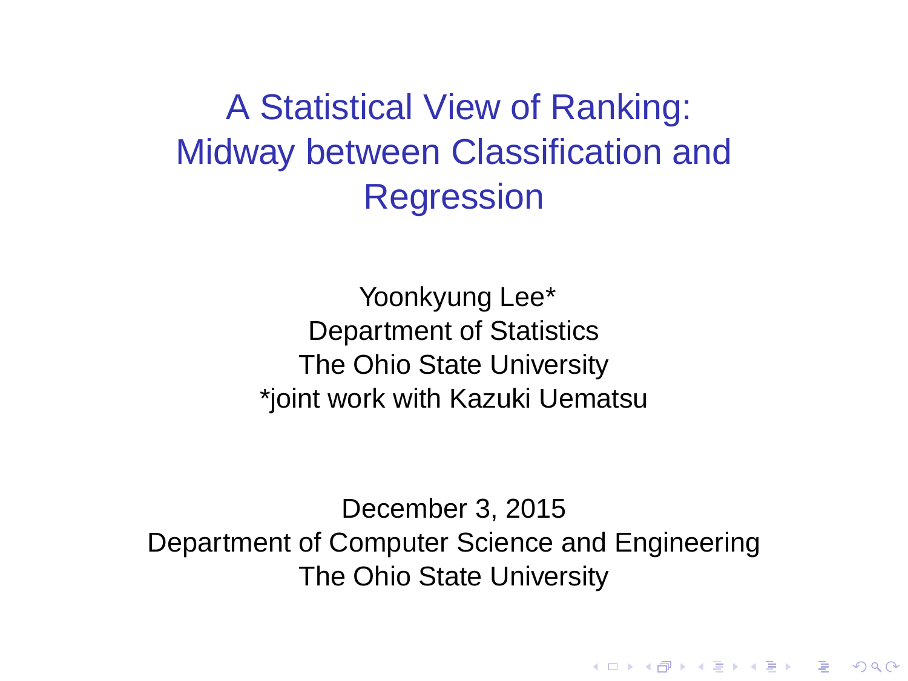# A Statistical View of Ranking: Midway between Classification and Regression

Yoonkyung Lee*
Department of Statistics
The Ohio State University
*joint work with Kazuki Uematsu

December 3, 2015
Department of Computer Science and Engineering
The Ohio State University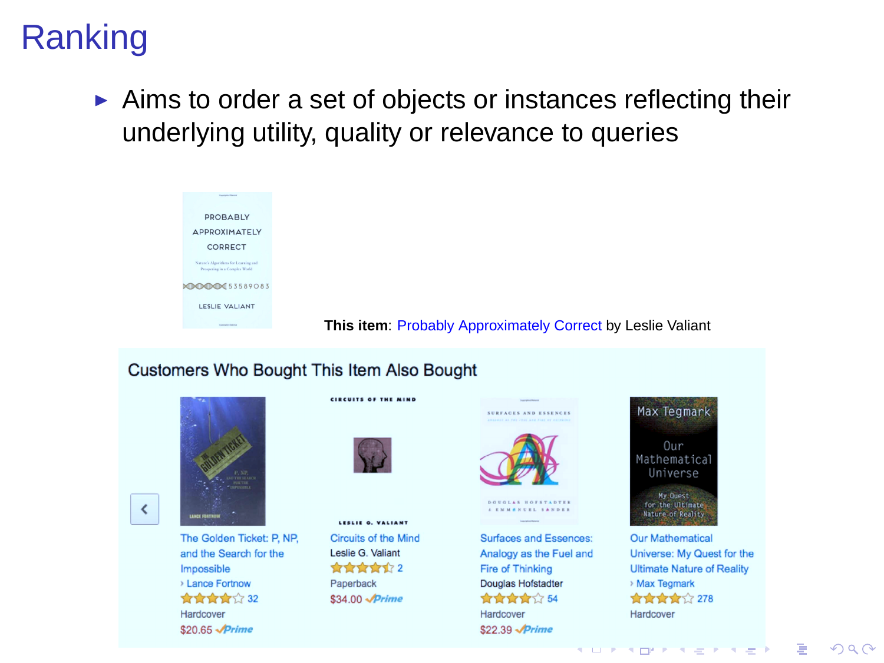# Ranking

- Aims to order a set of objects or instances reflecting their underlying utility, quality or relevance to queries

**This item**: Probably Approximately Correct by Leslie Valiant

Customers Who Bought This Item Also Bought

The Golden Ticket: P, NP, and the Search for the Impossible
› Lance Fortnow
32
Hardcover
$20.65 Prime

Circuits of the Mind
Leslie G. Valiant
2
Paperback
$34.00 Prime

Surfaces and Essences: Analogy as the Fuel and Fire of Thinking
Douglas Hofstadter
54
Hardcover
$22.39 Prime

Our Mathematical Universe: My Quest for the Ultimate Nature of Reality
› Max Tegmark
278
Hardcover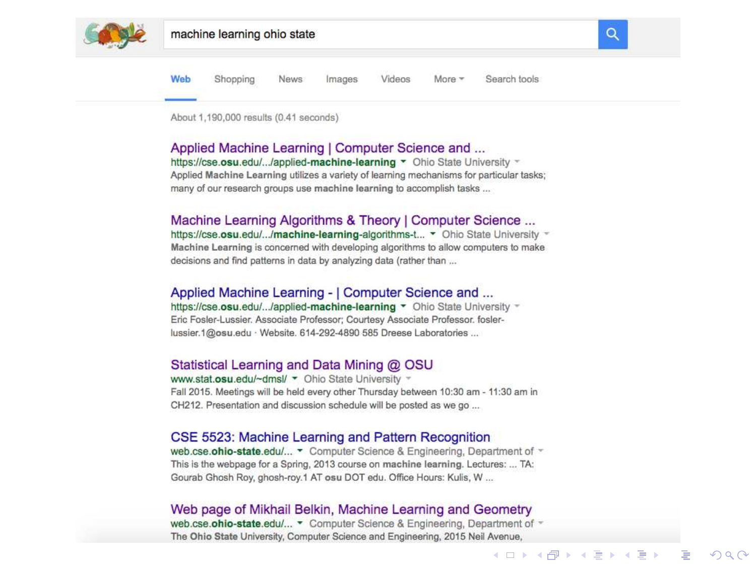machine learning ohio state

Web | Shopping | News | Images | Videos | More | Search tools

About 1,190,000 results (0.41 seconds)

**Applied Machine Learning | Computer Science and ...**
https://cse.osu.edu/.../applied-machine-learning ▾ Ohio State University ▾
Applied **Machine Learning** utilizes a variety of learning mechanisms for particular tasks; many of our research groups use **machine learning** to accomplish tasks ...

**Machine Learning Algorithms & Theory | Computer Science ...**
https://cse.osu.edu/.../machine-learning-algorithms-t... ▾ Ohio State University ▾
**Machine Learning** is concerned with developing algorithms to allow computers to make decisions and find patterns in data by analyzing data (rather than ...

**Applied Machine Learning - | Computer Science and ...**
https://cse.osu.edu/.../applied-machine-learning ▾ Ohio State University ▾
Eric Fosler-Lussier. Associate Professor; Courtesy Associate Professor. fosler-lussier.1@osu.edu · Website. 614-292-4890 585 Dreese Laboratories ...

**Statistical Learning and Data Mining @ OSU**
www.stat.osu.edu/~dmsl/ ▾ Ohio State University ▾
Fall 2015. Meetings will be held every other Thursday between 10:30 am - 11:30 am in CH212. Presentation and discussion schedule will be posted as we go ...

**CSE 5523: Machine Learning and Pattern Recognition**
web.cse.ohio-state.edu/... ▾ Computer Science & Engineering, Department of ▾
This is the webpage for a Spring, 2013 course on **machine learning**. Lectures: ... TA: Gourab Ghosh Roy, ghosh-roy.1 AT **osu** DOT edu. Office Hours: Kulis, W ...

**Web page of Mikhail Belkin, Machine Learning and Geometry**
web.cse.ohio-state.edu/... ▾ Computer Science & Engineering, Department of ▾
The **Ohio State** University, Computer Science and Engineering, 2015 Neil Avenue,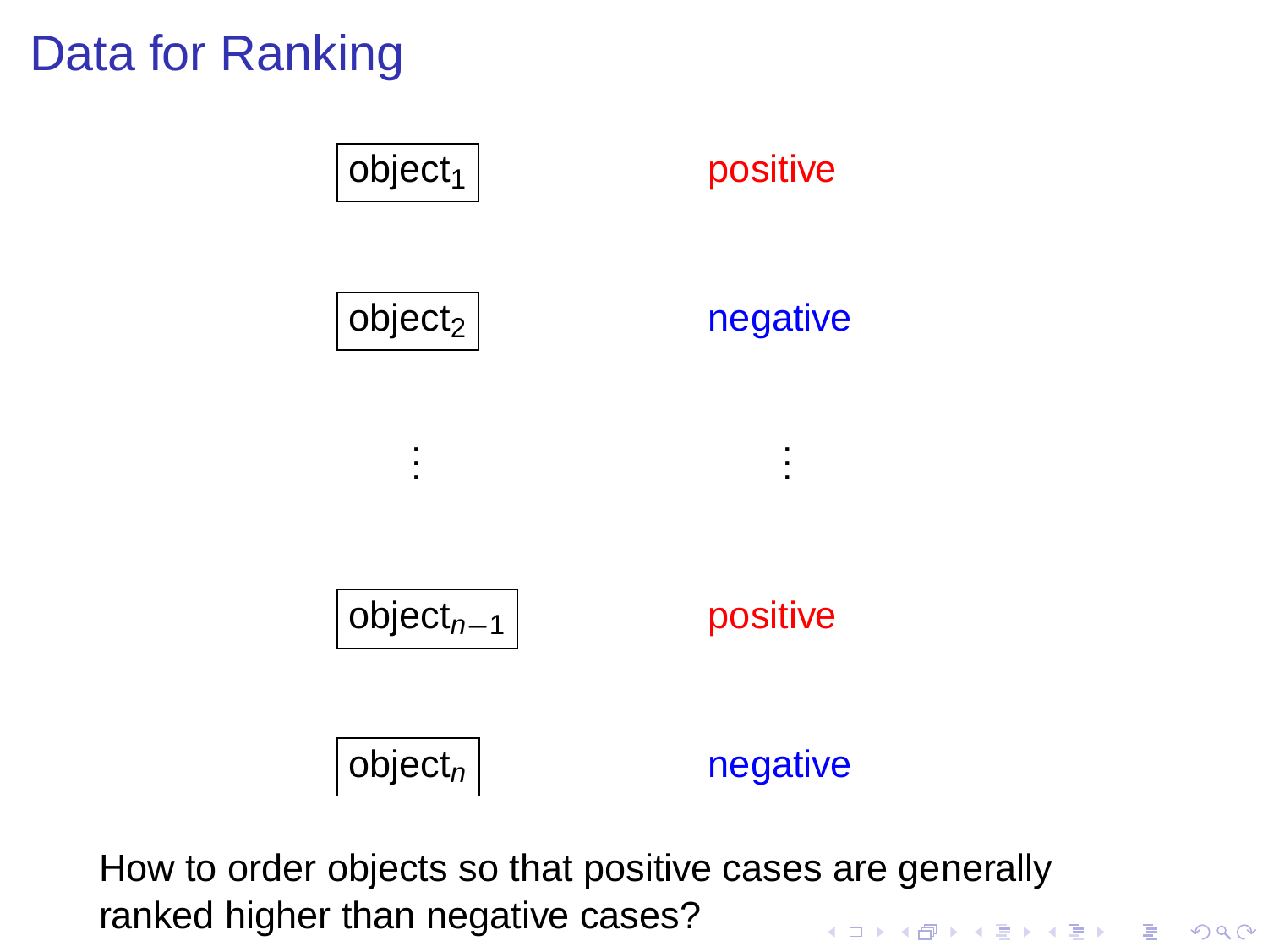# Data for Ranking

| | |
|---|---|
| $\text{object}_1$ | positive |
| $\text{object}_2$ | negative |
| $\vdots$ | $\vdots$ |
| $\text{object}_{n-1}$ | positive |
| $\text{object}_n$ | negative |

How to order objects so that positive cases are generally ranked higher than negative cases?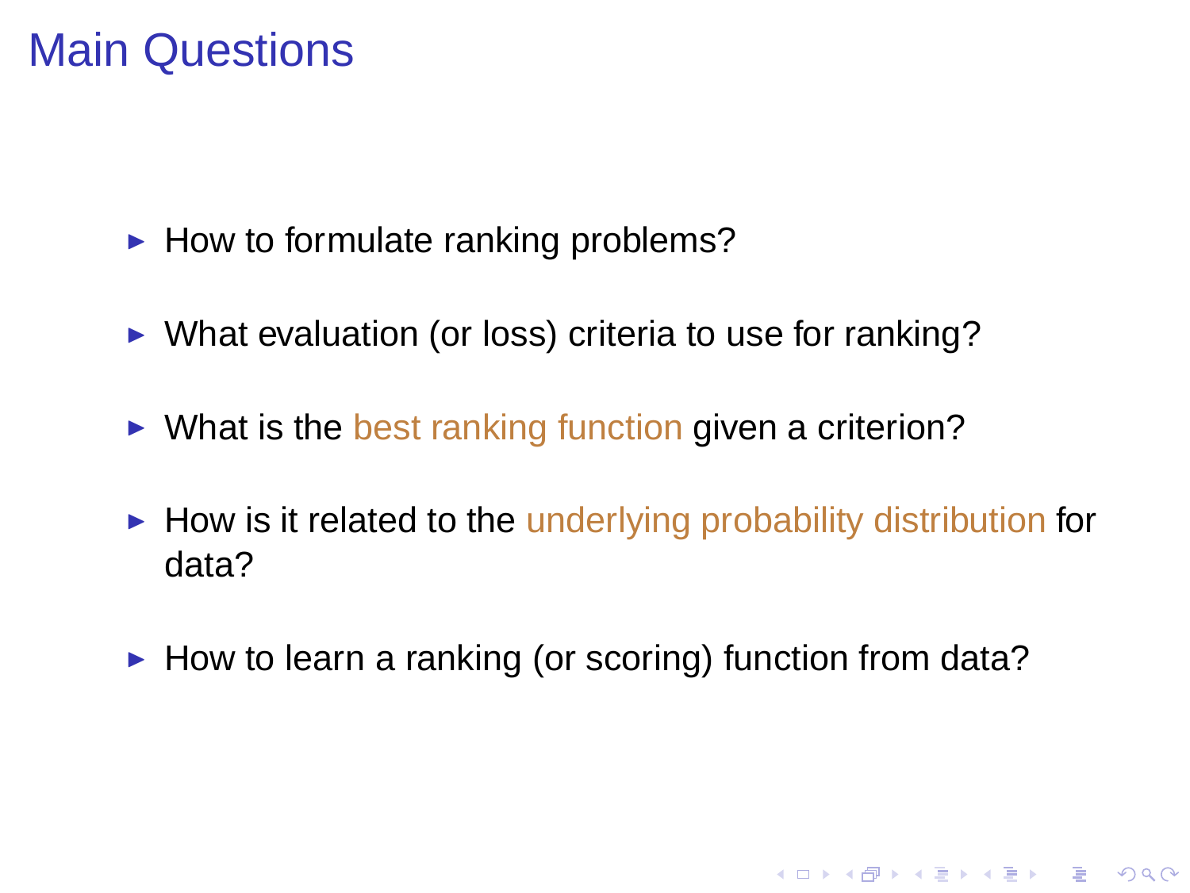# Main Questions

- How to formulate ranking problems?
- What evaluation (or loss) criteria to use for ranking?
- What is the best ranking function given a criterion?
- How is it related to the underlying probability distribution for data?
- How to learn a ranking (or scoring) function from data?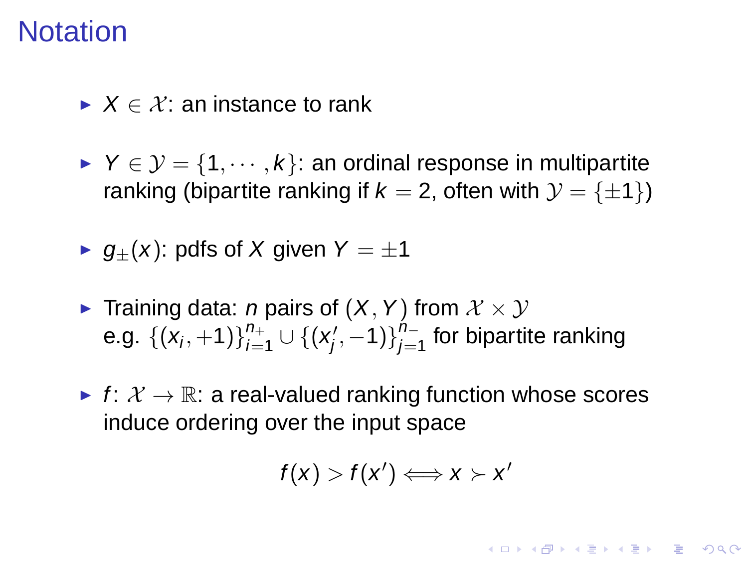# Notation

- $X \in \mathcal{X}$: an instance to rank
- $Y \in \mathcal{Y} = \{1, \cdots, k\}$: an ordinal response in multipartite ranking (bipartite ranking if $k = 2$, often with $\mathcal{Y} = \{\pm 1\}$)
- $g_{\pm}(x)$: pdfs of $X$ given $Y = \pm 1$
- Training data: $n$ pairs of $(X, Y)$ from $\mathcal{X} \times \mathcal{Y}$
  e.g. $\{(x_i, +1)\}_{i=1}^{n_+} \cup \{(x'_j, -1)\}_{j=1}^{n_-}$ for bipartite ranking
- $f$: $\mathcal{X} \to \mathbb{R}$: a real-valued ranking function whose scores induce ordering over the input space

$$f(x) > f(x') \Longleftrightarrow x \succ x'$$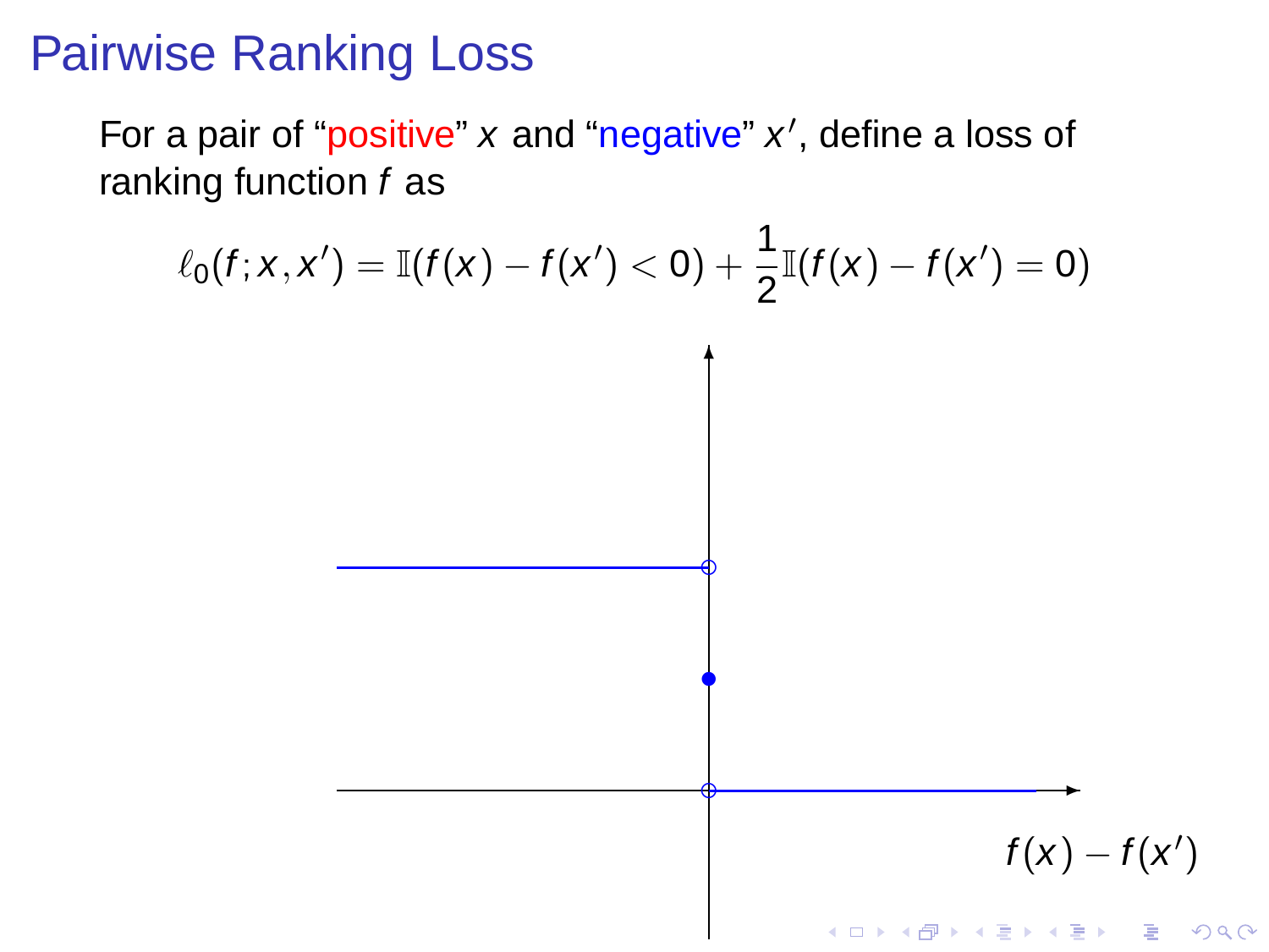# Pairwise Ranking Loss

For a pair of "positive" $x$ and "negative" $x'$, define a loss of ranking function $f$ as

$$\ell_0(f; x, x') = \mathbb{I}(f(x) - f(x') < 0) + \frac{1}{2}\mathbb{I}(f(x) - f(x') = 0)$$

$f(x) - f(x')$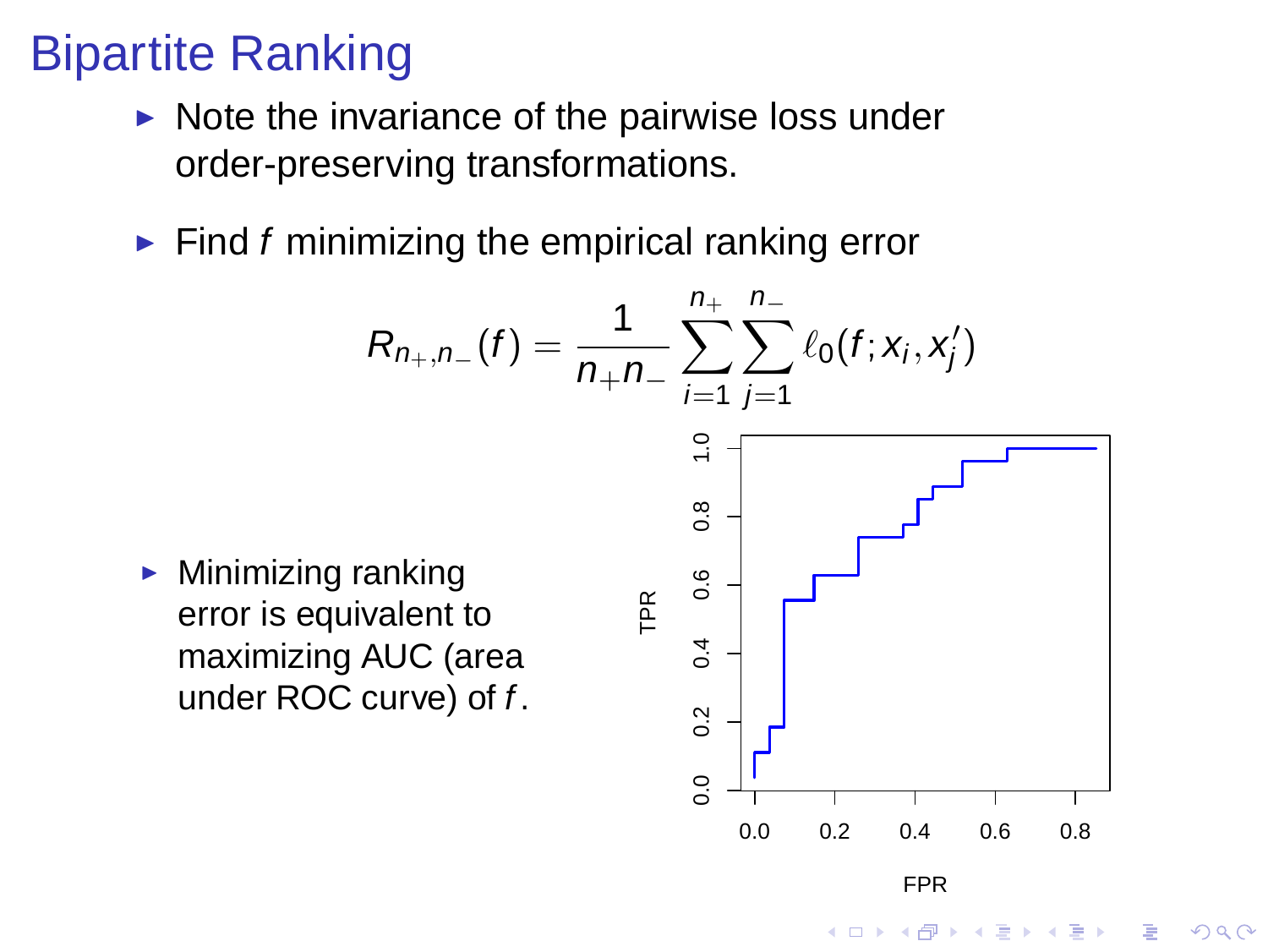# Bipartite Ranking

- Note the invariance of the pairwise loss under order-preserving transformations.

- Find $f$ minimizing the empirical ranking error

$$R_{n_+,n_-}(f) = \frac{1}{n_+ n_-} \sum_{i=1}^{n_+} \sum_{j=1}^{n_-} \ell_0(f; x_i, x_j')$$

- Minimizing ranking error is equivalent to maximizing AUC (area under ROC curve) of $f$.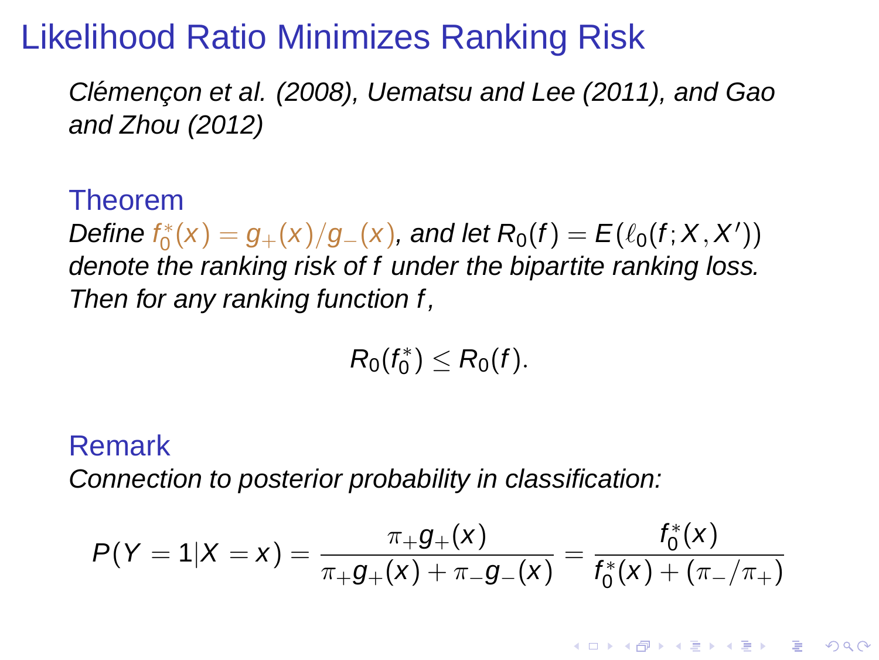# Likelihood Ratio Minimizes Ranking Risk

*Clémençon et al. (2008), Uematsu and Lee (2011), and Gao and Zhou (2012)*

**Theorem**

*Define $f_0^*(x) = g_+(x)/g_-(x)$, and let $R_0(f) = E(\ell_0(f; X, X'))$ denote the ranking risk of $f$ under the bipartite ranking loss. Then for any ranking function $f$,*

$$R_0(f_0^*) \leq R_0(f).$$

**Remark**

*Connection to posterior probability in classification:*

$$P(Y = 1|X = x) = \frac{\pi_+ g_+(x)}{\pi_+ g_+(x) + \pi_- g_-(x)} = \frac{f_0^*(x)}{f_0^*(x) + (\pi_-/\pi_+)}$$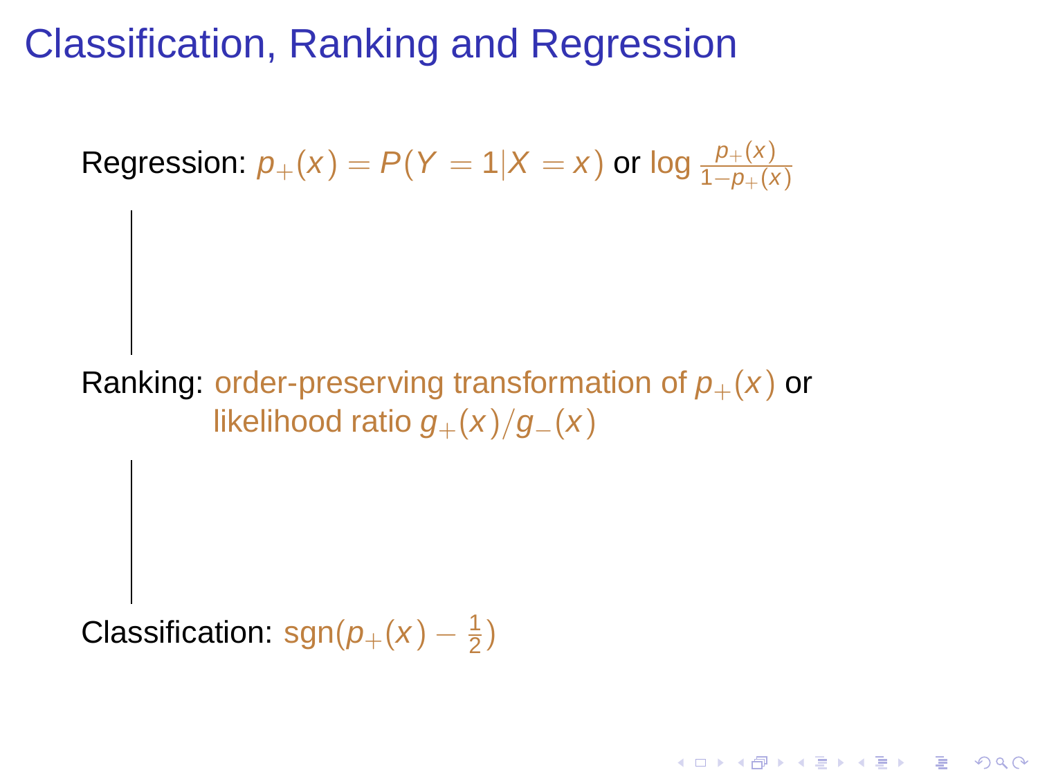# Classification, Ranking and Regression

Regression: $p_+(x) = P(Y = 1|X = x)$ or $\log \frac{p_+(x)}{1-p_+(x)}$

Ranking: order-preserving transformation of $p_+(x)$ or likelihood ratio $g_+(x)/g_-(x)$

Classification: $\text{sgn}(p_+(x) - \frac{1}{2})$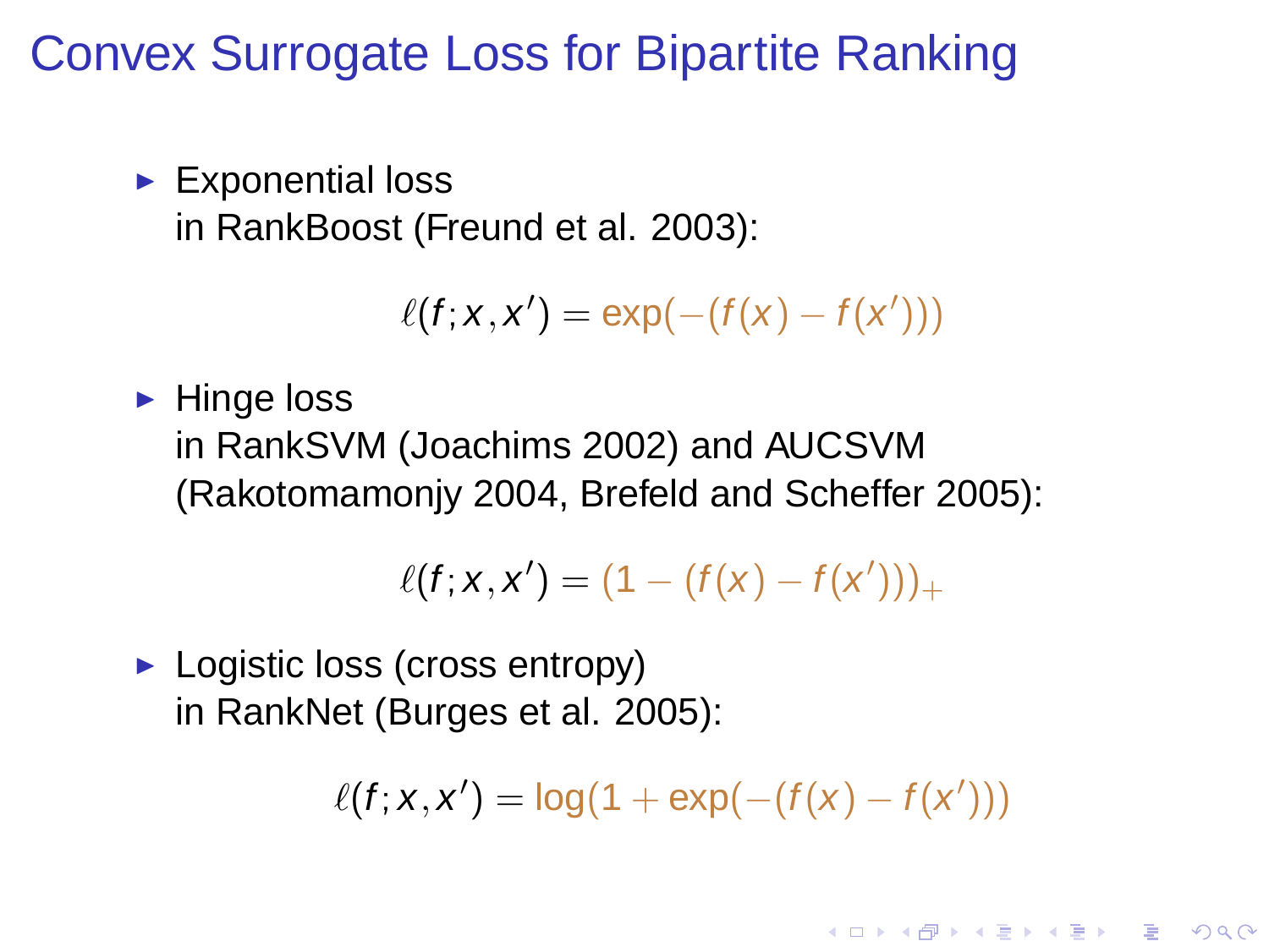# Convex Surrogate Loss for Bipartite Ranking

- Exponential loss
  in RankBoost (Freund et al. 2003):

$$\ell(f; x, x') = \exp(-(f(x) - f(x')))$$

- Hinge loss
  in RankSVM (Joachims 2002) and AUCSVM (Rakotomamonjy 2004, Brefeld and Scheffer 2005):

$$\ell(f; x, x') = (1 - (f(x) - f(x')))_+$$

- Logistic loss (cross entropy)
  in RankNet (Burges et al. 2005):

$$\ell(f; x, x') = \log(1 + \exp(-(f(x) - f(x'))))$$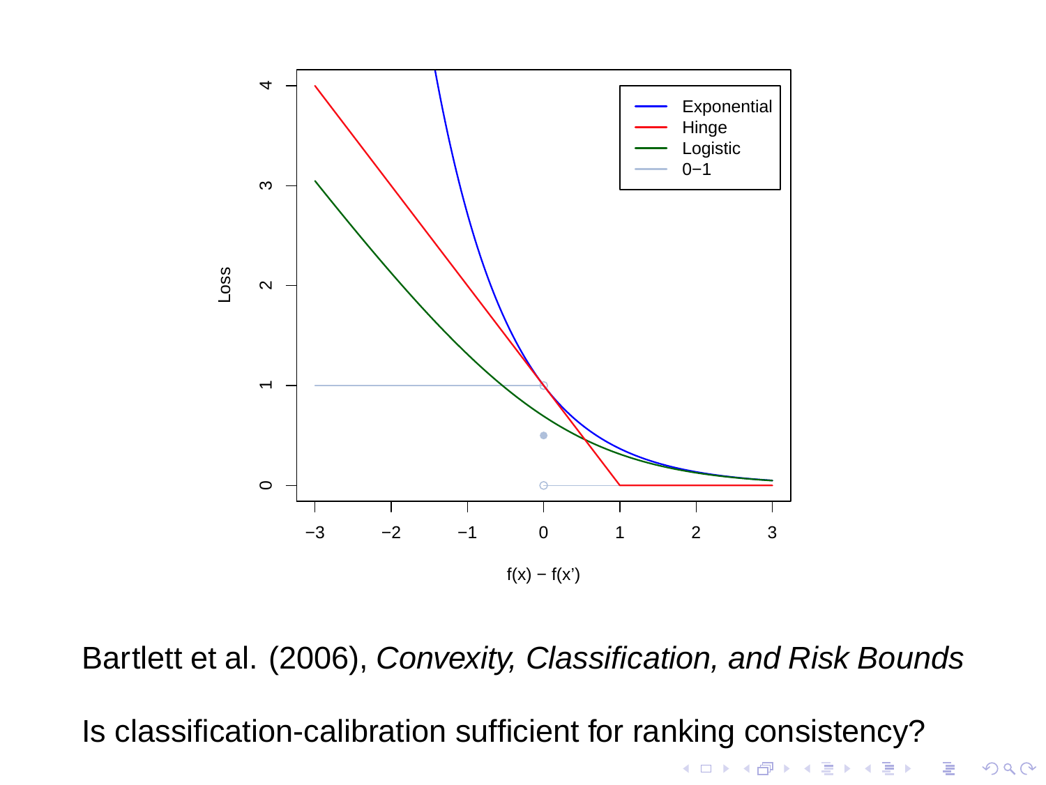Bartlett et al. (2006), *Convexity, Classification, and Risk Bounds*

Is classification-calibration sufficient for ranking consistency?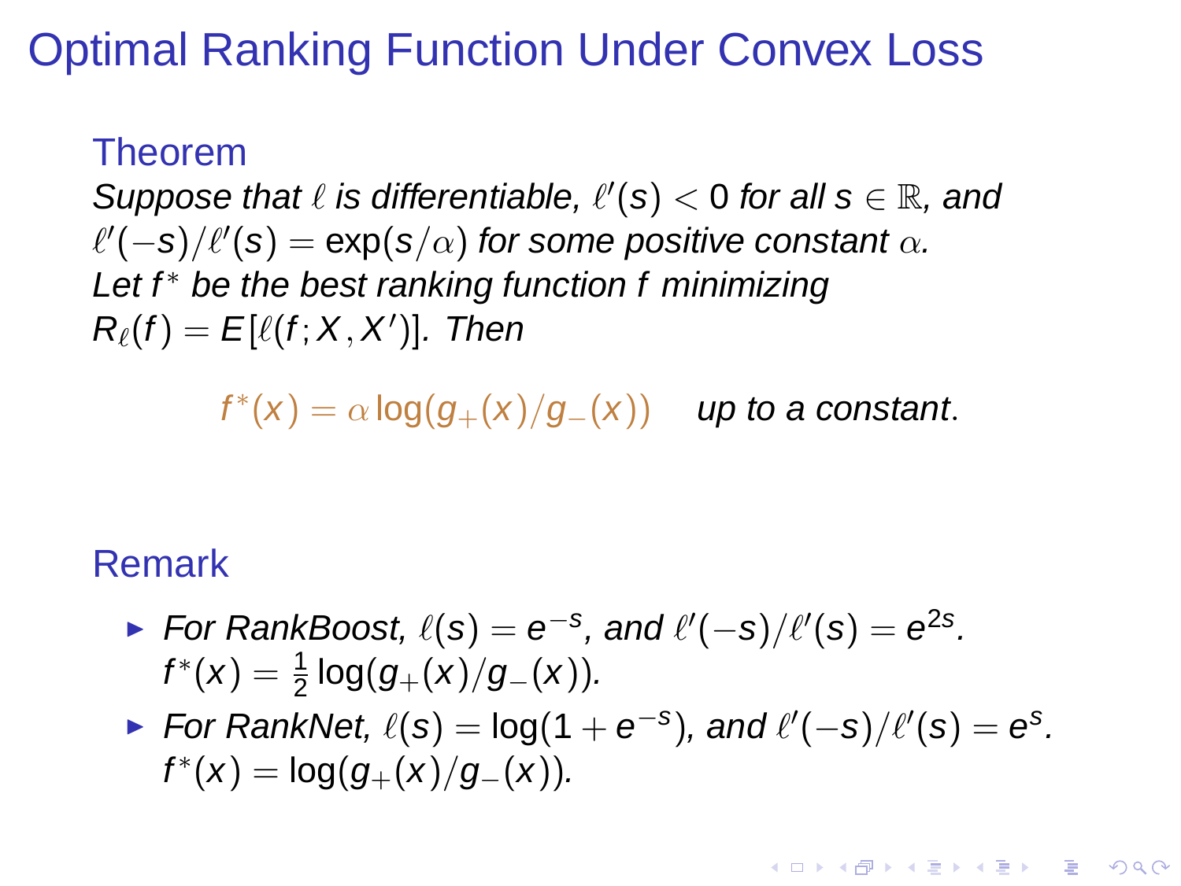# Optimal Ranking Function Under Convex Loss

### Theorem

*Suppose that $\ell$ is differentiable, $\ell'(s) < 0$ for all $s \in \mathbb{R}$, and $\ell'(-s)/\ell'(s) = \exp(s/\alpha)$ for some positive constant $\alpha$. Let $f^*$ be the best ranking function $f$ minimizing $R_\ell(f) = E[\ell(f; X, X')]$. Then*

$$f^*(x) = \alpha \log(g_+(x)/g_-(x)) \quad \textit{up to a constant}.$$

### Remark

- *For RankBoost,* $\ell(s) = e^{-s}$, *and* $\ell'(-s)/\ell'(s) = e^{2s}$. $f^*(x) = \frac{1}{2}\log(g_+(x)/g_-(x))$.
- *For RankNet,* $\ell(s) = \log(1 + e^{-s})$, *and* $\ell'(-s)/\ell'(s) = e^{s}$. $f^*(x) = \log(g_+(x)/g_-(x))$.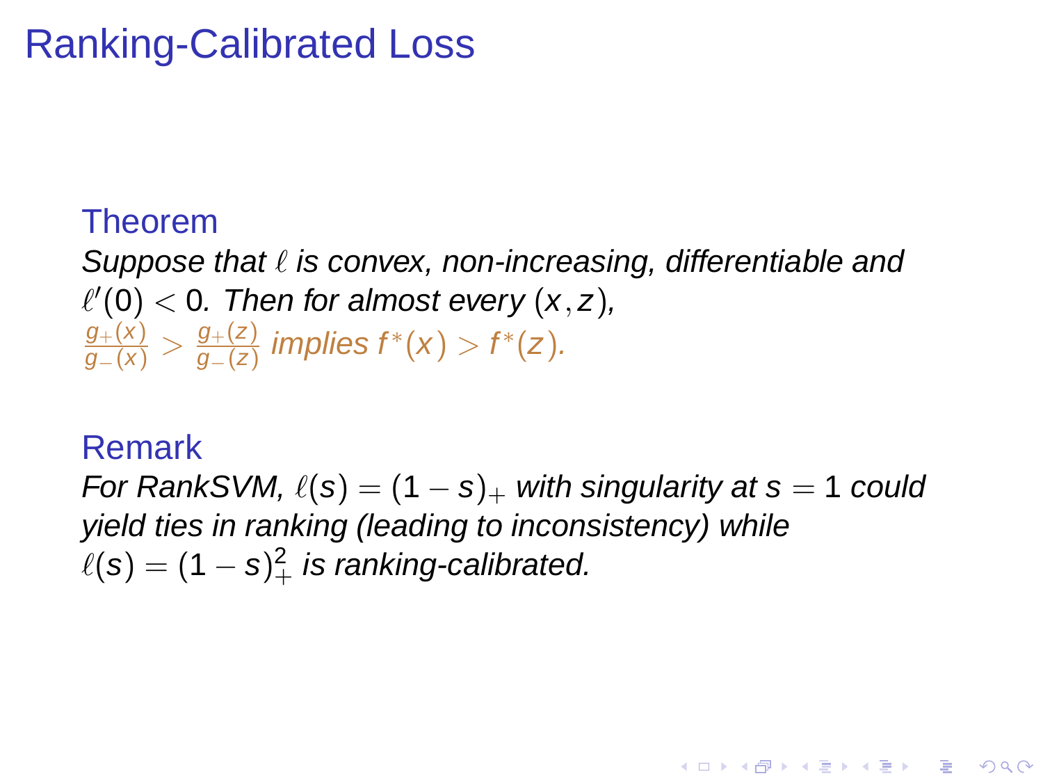# Ranking-Calibrated Loss

**Theorem**

*Suppose that $\ell$ is convex, non-increasing, differentiable and $\ell'(0) < 0$. Then for almost every $(x, z)$, $\frac{g_+(x)}{g_-(x)} > \frac{g_+(z)}{g_-(z)}$ implies $f^*(x) > f^*(z)$.*

**Remark**

*For RankSVM, $\ell(s) = (1 - s)_+$ with singularity at $s = 1$ could yield ties in ranking (leading to inconsistency) while $\ell(s) = (1 - s)_+^2$ is ranking-calibrated.*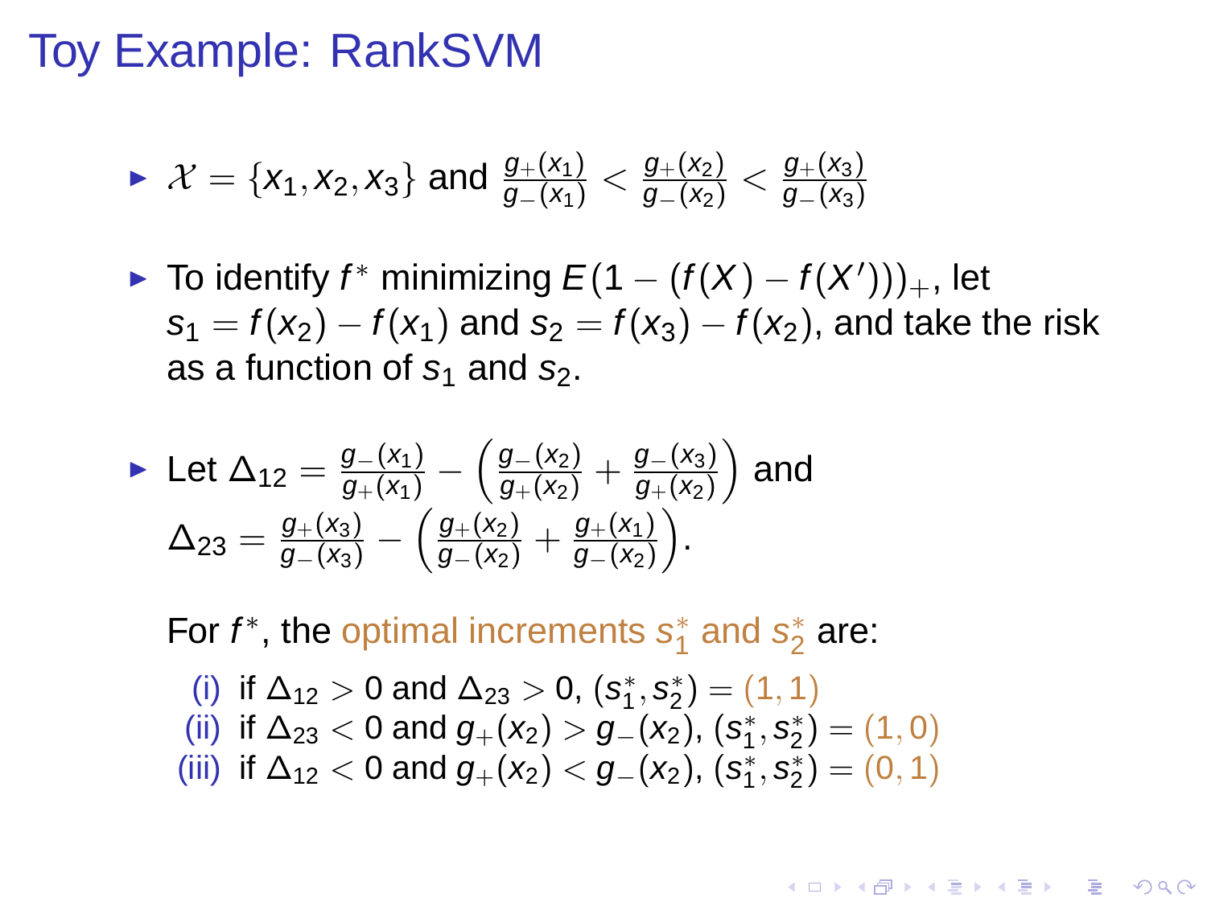# Toy Example: RankSVM

- $\mathcal{X} = \{x_1, x_2, x_3\}$ and $\frac{g_+(x_1)}{g_-(x_1)} < \frac{g_+(x_2)}{g_-(x_2)} < \frac{g_+(x_3)}{g_-(x_3)}$

- To identify $f^*$ minimizing $E(1 - (f(X) - f(X')))_+$, let $s_1 = f(x_2) - f(x_1)$ and $s_2 = f(x_3) - f(x_2)$, and take the risk as a function of $s_1$ and $s_2$.

- Let $\Delta_{12} = \frac{g_-(x_1)}{g_+(x_1)} - \left(\frac{g_-(x_2)}{g_+(x_2)} + \frac{g_-(x_3)}{g_+(x_2)}\right)$ and $\Delta_{23} = \frac{g_+(x_3)}{g_-(x_3)} - \left(\frac{g_+(x_2)}{g_-(x_2)} + \frac{g_+(x_1)}{g_-(x_2)}\right)$.

  For $f^*$, the optimal increments $s_1^*$ and $s_2^*$ are:

  (i) if $\Delta_{12} > 0$ and $\Delta_{23} > 0$, $(s_1^*, s_2^*) = (1, 1)$
  (ii) if $\Delta_{23} < 0$ and $g_+(x_2) > g_-(x_2)$, $(s_1^*, s_2^*) = (1, 0)$
  (iii) if $\Delta_{12} < 0$ and $g_+(x_2) < g_-(x_2)$, $(s_1^*, s_2^*) = (0, 1)$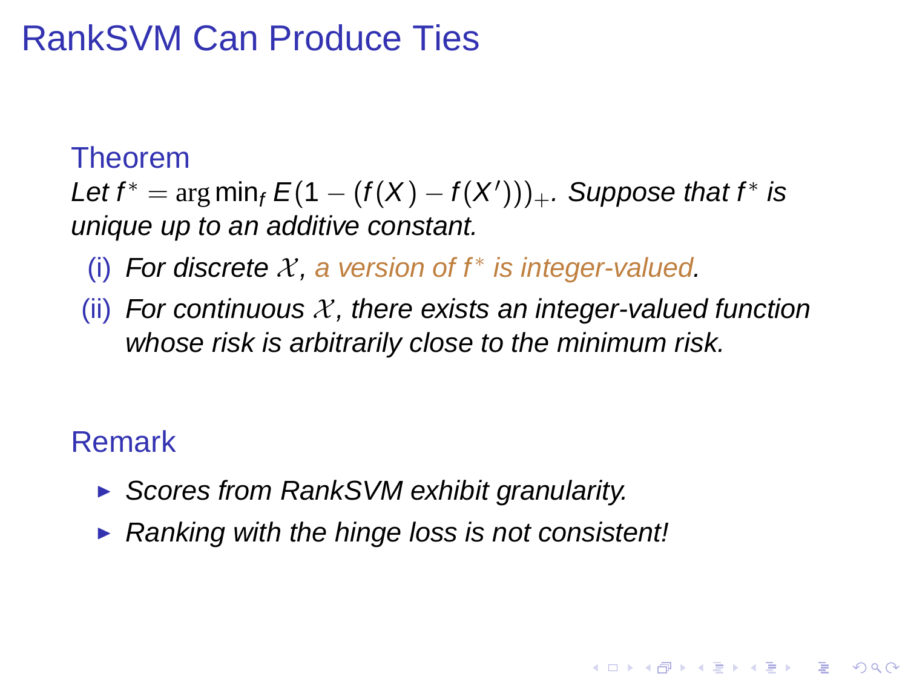# RankSVM Can Produce Ties

**Theorem**

*Let $f^* = \arg\min_f E(1 - (f(X) - f(X')))_+$. Suppose that $f^*$ is unique up to an additive constant.*

(i) *For discrete $\mathcal{X}$, a version of $f^*$ is integer-valued.*

(ii) *For continuous $\mathcal{X}$, there exists an integer-valued function whose risk is arbitrarily close to the minimum risk.*

**Remark**

- *Scores from RankSVM exhibit granularity.*
- *Ranking with the hinge loss is not consistent!*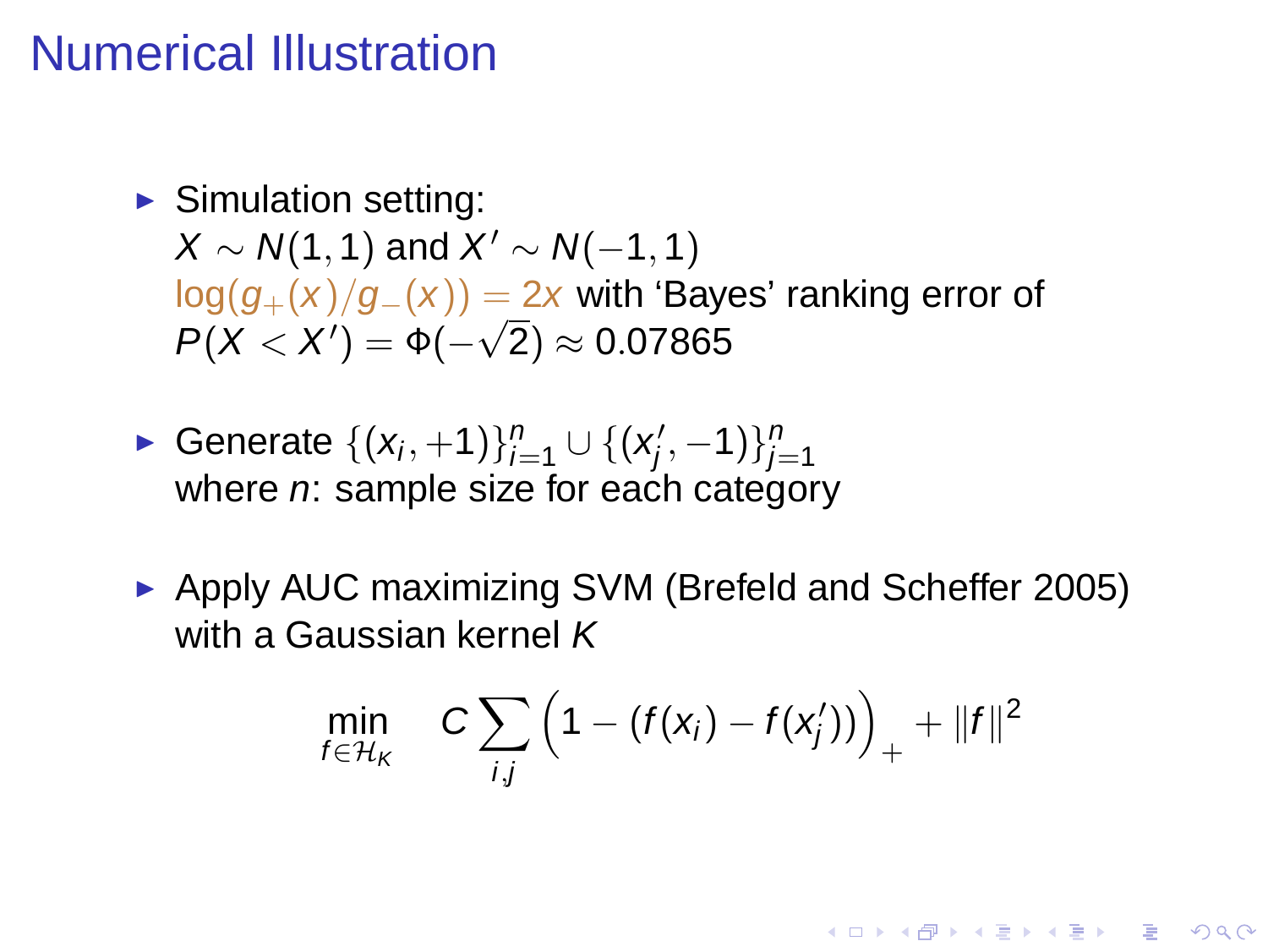# Numerical Illustration

- Simulation setting:
  $X \sim N(1,1)$ and $X' \sim N(-1,1)$
  $\log(g_+(x)/g_-(x)) = 2x$ with 'Bayes' ranking error of
  $P(X < X') = \Phi(-\sqrt{2}) \approx 0.07865$

- Generate $\{(x_i, +1)\}_{i=1}^n \cup \{(x'_j, -1)\}_{j=1}^n$
  where $n$: sample size for each category

- Apply AUC maximizing SVM (Brefeld and Scheffer 2005) with a Gaussian kernel $K$

$$\min_{f \in \mathcal{H}_K} \quad C \sum_{i,j} \Big(1 - (f(x_i) - f(x'_j))\Big)_+ + \|f\|^2$$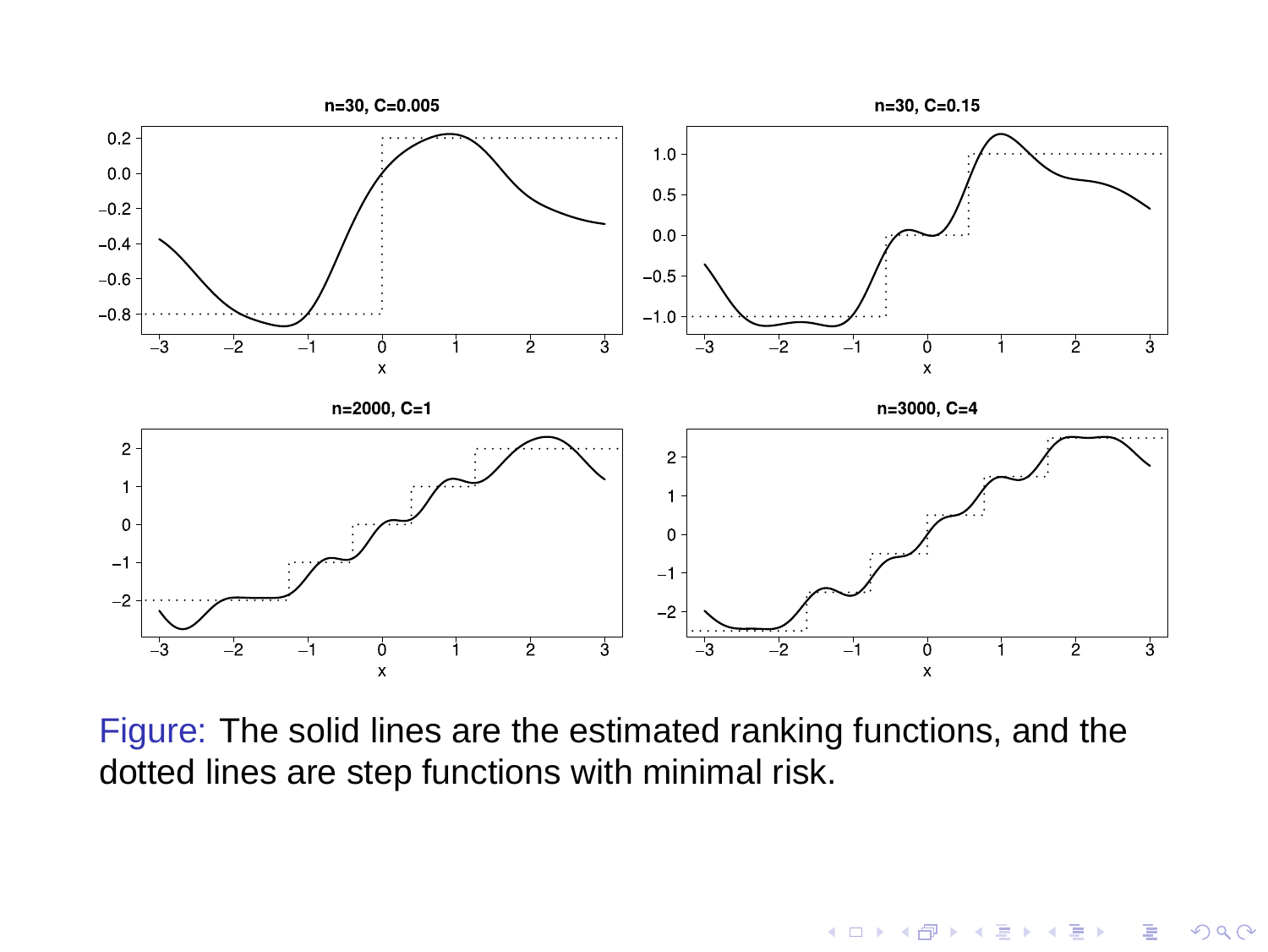Figure: The solid lines are the estimated ranking functions, and the dotted lines are step functions with minimal risk.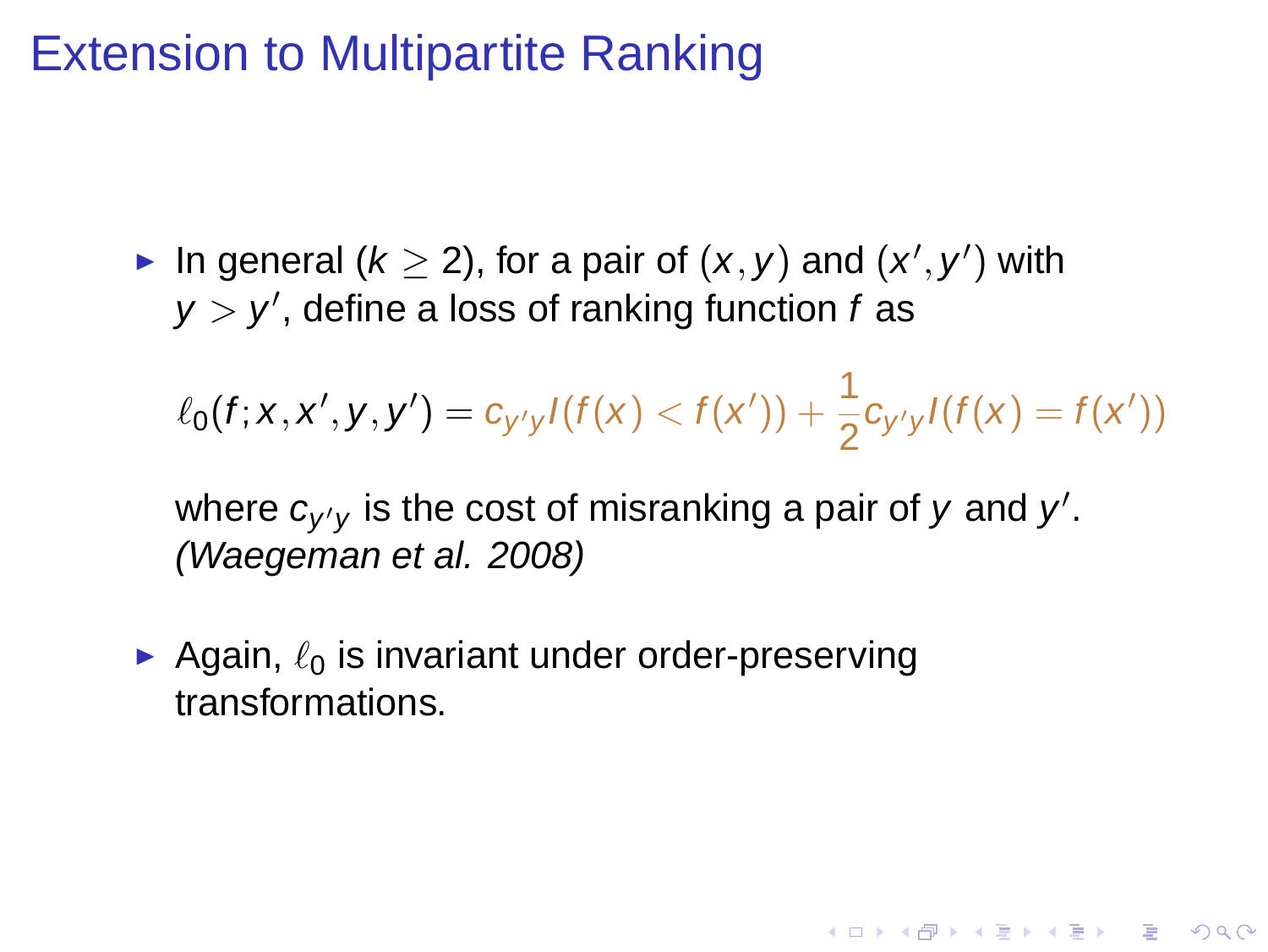# Extension to Multipartite Ranking

- In general ($k \geq 2$), for a pair of $(x, y)$ and $(x', y')$ with $y > y'$, define a loss of ranking function $f$ as

  $$\ell_0(f; x, x', y, y') = c_{y'y} I(f(x) < f(x')) + \frac{1}{2} c_{y'y} I(f(x) = f(x'))$$

  where $c_{y'y}$ is the cost of misranking a pair of $y$ and $y'$. *(Waegeman et al. 2008)*

- Again, $\ell_0$ is invariant under order-preserving transformations.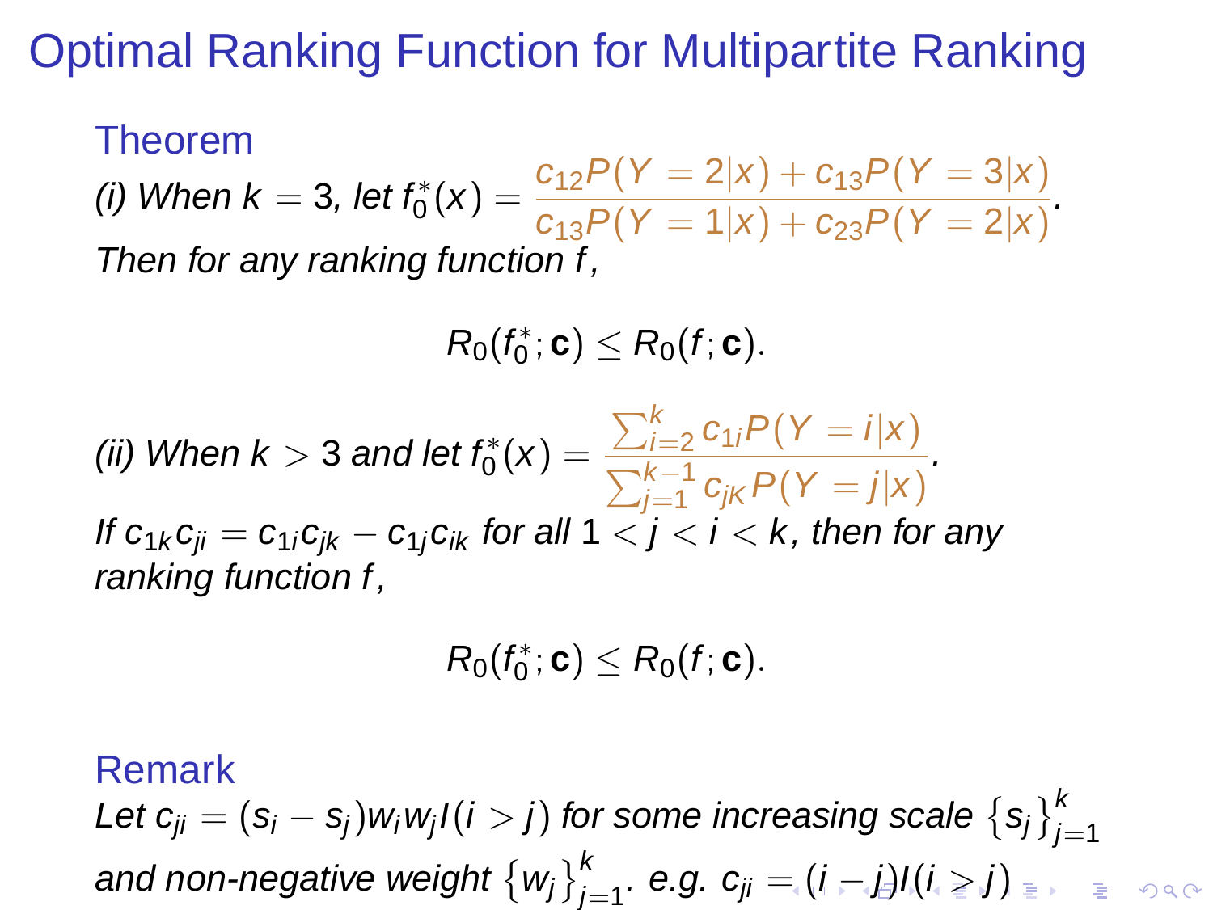# Optimal Ranking Function for Multipartite Ranking

### Theorem

*(i) When $k = 3$, let* $f_0^*(x) = \dfrac{c_{12}P(Y = 2|x) + c_{13}P(Y = 3|x)}{c_{13}P(Y = 1|x) + c_{23}P(Y = 2|x)}$.
*Then for any ranking function* $f$,

$$R_0(f_0^*; \mathbf{c}) \leq R_0(f; \mathbf{c}).$$

*(ii) When $k > 3$ and let* $f_0^*(x) = \dfrac{\sum_{i=2}^{k} c_{1i}P(Y = i|x)}{\sum_{j=1}^{k-1} c_{jK}P(Y = j|x)}$.
*If $c_{1k}c_{ji} = c_{1i}c_{jk} - c_{1j}c_{ik}$ for all $1 < j < i < k$, then for any ranking function* $f$,

$$R_0(f_0^*; \mathbf{c}) \leq R_0(f; \mathbf{c}).$$

### Remark

*Let $c_{ji} = (s_i - s_j)w_i w_j I(i > j)$ for some increasing scale $\{s_j\}_{j=1}^k$ and non-negative weight $\{w_j\}_{j=1}^k$. e.g. $c_{ji} = (i - j)I(i > j)$*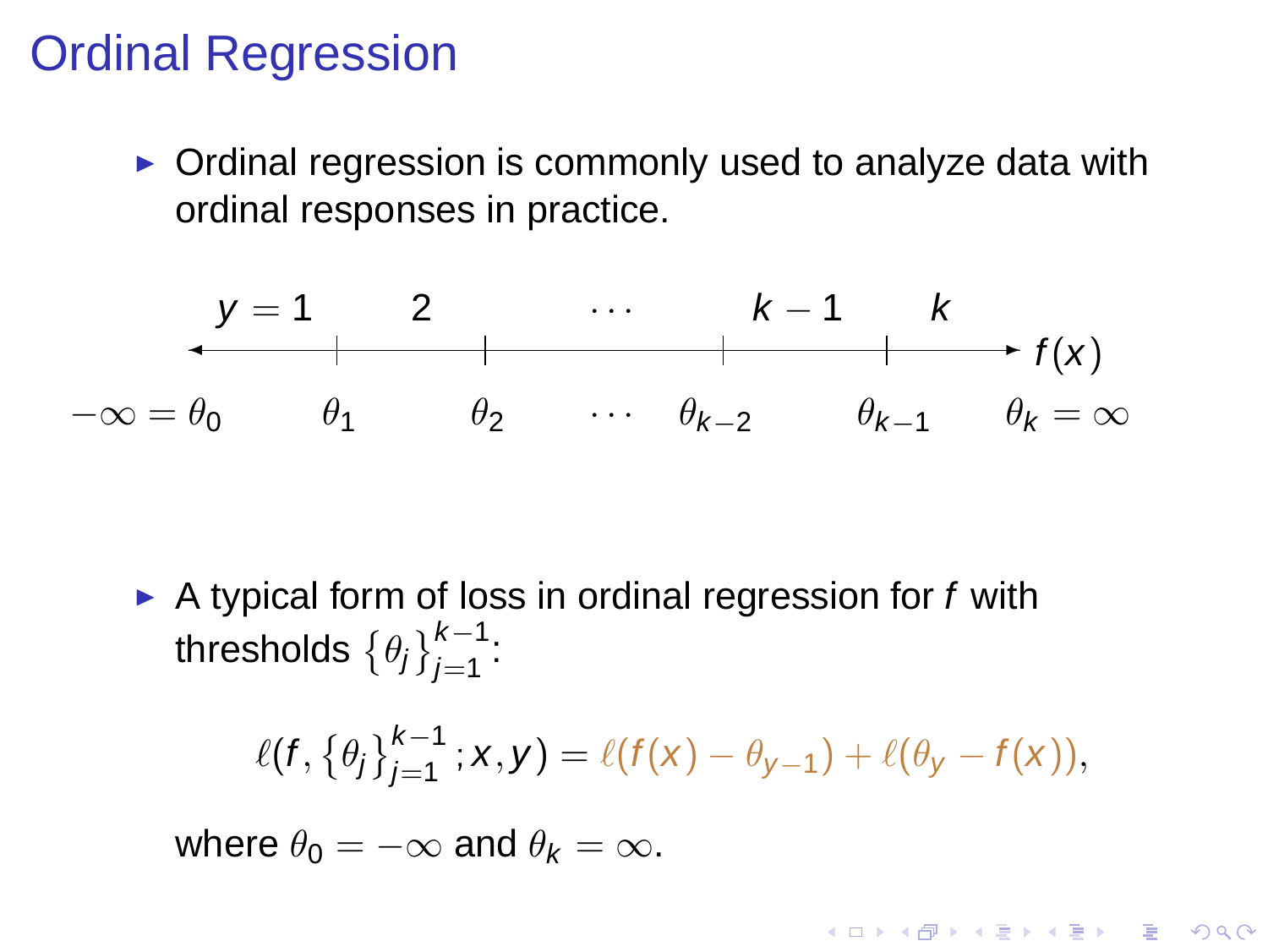# Ordinal Regression

- Ordinal regression is commonly used to analyze data with ordinal responses in practice.

$$
\begin{array}{ccccccc}
 & y=1 & 2 & \cdots & k-1 & k & \\
 & \longleftarrow & \vert & \vert & \vert & \vert \longrightarrow & f(x) \\
-\infty=\theta_0 & \theta_1 & \theta_2 & \cdots & \theta_{k-2} & \theta_{k-1} & \theta_k=\infty
\end{array}
$$

- A typical form of loss in ordinal regression for $f$ with thresholds $\{\theta_j\}_{j=1}^{k-1}$:

$$\ell(f, \{\theta_j\}_{j=1}^{k-1}; x, y) = \ell(f(x) - \theta_{y-1}) + \ell(\theta_y - f(x)),$$

where $\theta_0 = -\infty$ and $\theta_k = \infty$.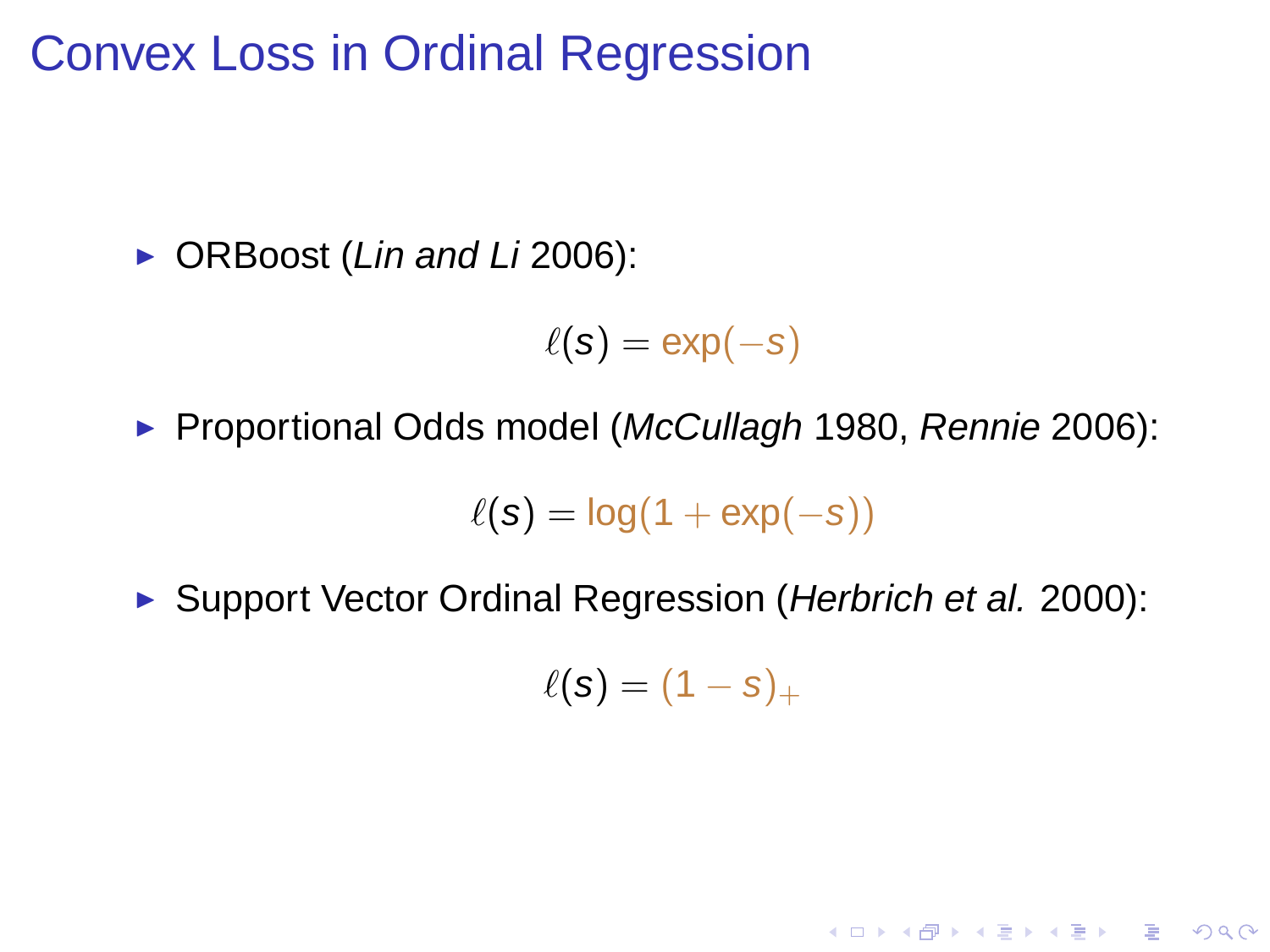# Convex Loss in Ordinal Regression

- ORBoost (*Lin and Li* 2006):

$$\ell(s) = \exp(-s)$$

- Proportional Odds model (*McCullagh* 1980, *Rennie* 2006):

$$\ell(s) = \log(1 + \exp(-s))$$

- Support Vector Ordinal Regression (*Herbrich et al.* 2000):

$$\ell(s) = (1 - s)_+$$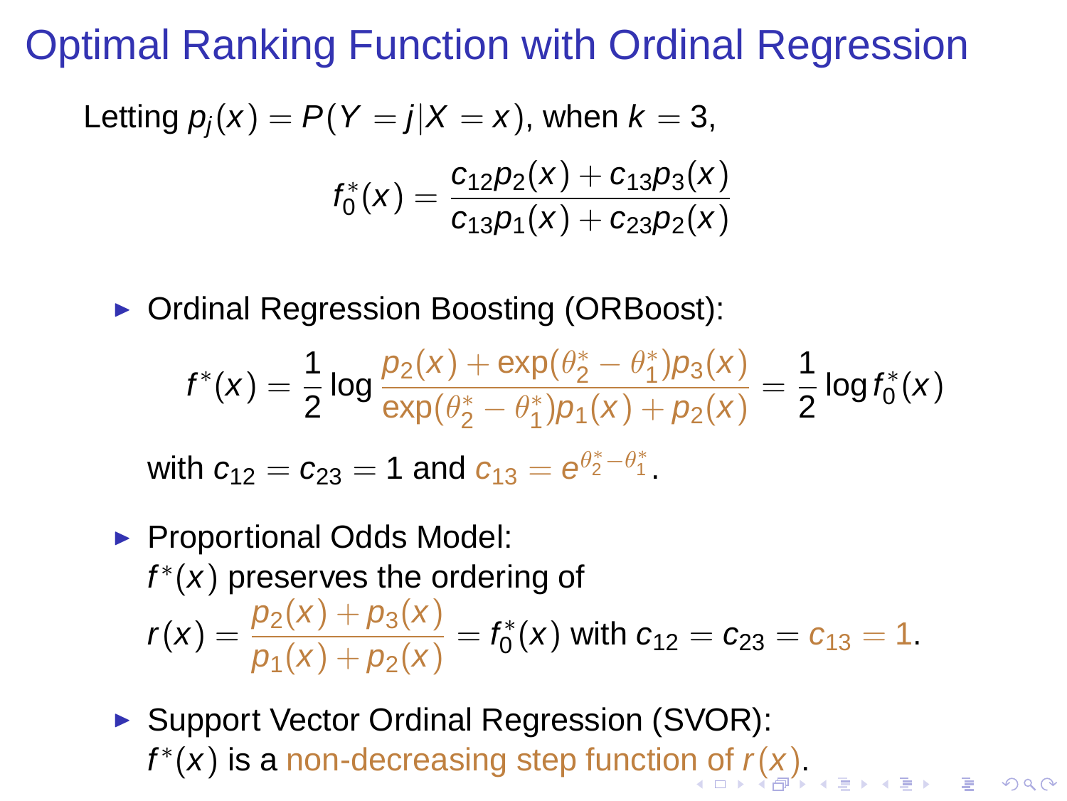# Optimal Ranking Function with Ordinal Regression

Letting $p_j(x) = P(Y = j|X = x)$, when $k = 3$,

$$f_0^*(x) = \frac{c_{12}p_2(x) + c_{13}p_3(x)}{c_{13}p_1(x) + c_{23}p_2(x)}$$

- Ordinal Regression Boosting (ORBoost):

$$f^*(x) = \frac{1}{2}\log\frac{p_2(x) + \exp(\theta_2^* - \theta_1^*)p_3(x)}{\exp(\theta_2^* - \theta_1^*)p_1(x) + p_2(x)} = \frac{1}{2}\log f_0^*(x)$$

  with $c_{12} = c_{23} = 1$ and $c_{13} = e^{\theta_2^* - \theta_1^*}$.

- Proportional Odds Model:
  $f^*(x)$ preserves the ordering of
  $r(x) = \frac{p_2(x) + p_3(x)}{p_1(x) + p_2(x)} = f_0^*(x)$ with $c_{12} = c_{23} = c_{13} = 1$.

- Support Vector Ordinal Regression (SVOR):
  $f^*(x)$ is a non-decreasing step function of $r(x)$.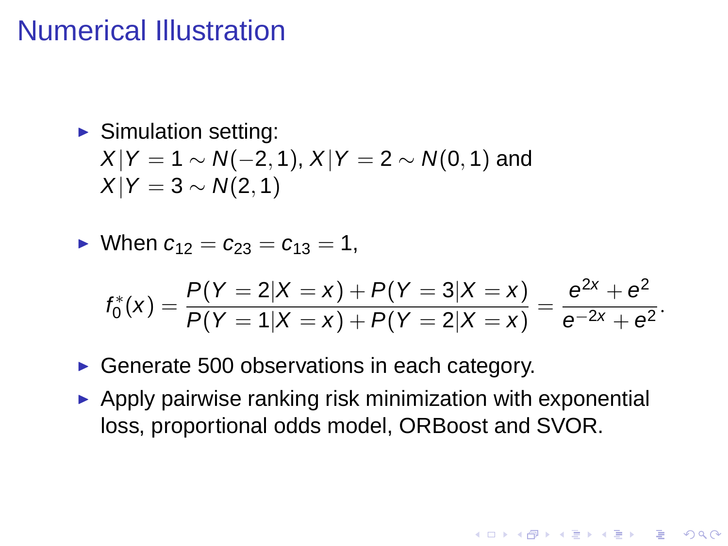# Numerical Illustration

- Simulation setting:
  $X|Y = 1 \sim N(-2, 1)$, $X|Y = 2 \sim N(0, 1)$ and
  $X|Y = 3 \sim N(2, 1)$

- When $c_{12} = c_{23} = c_{13} = 1$,

$$f_0^*(x) = \frac{P(Y = 2|X = x) + P(Y = 3|X = x)}{P(Y = 1|X = x) + P(Y = 2|X = x)} = \frac{e^{2x} + e^2}{e^{-2x} + e^2}.$$

- Generate 500 observations in each category.
- Apply pairwise ranking risk minimization with exponential loss, proportional odds model, ORBoost and SVOR.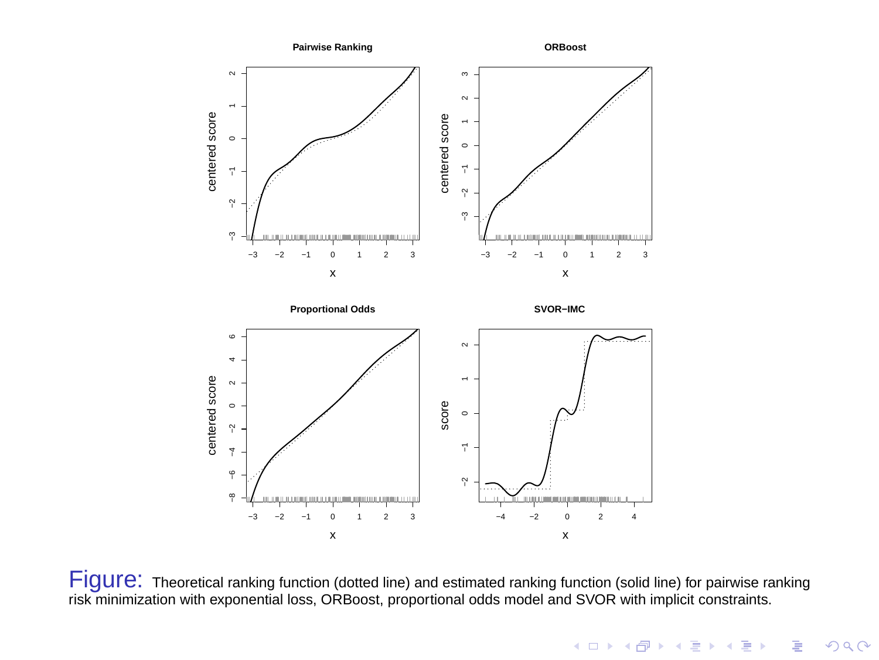Figure: Theoretical ranking function (dotted line) and estimated ranking function (solid line) for pairwise ranking risk minimization with exponential loss, ORBoost, proportional odds model and SVOR with implicit constraints.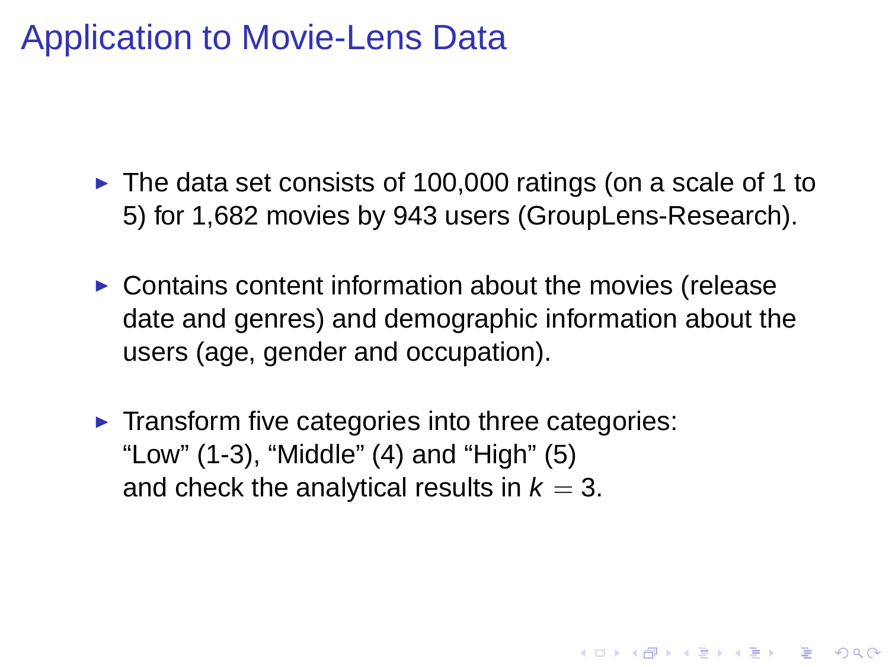# Application to Movie-Lens Data

- The data set consists of 100,000 ratings (on a scale of 1 to 5) for 1,682 movies by 943 users (GroupLens-Research).
- Contains content information about the movies (release date and genres) and demographic information about the users (age, gender and occupation).
- Transform five categories into three categories: "Low" (1-3), "Middle" (4) and "High" (5) and check the analytical results in $k = 3$.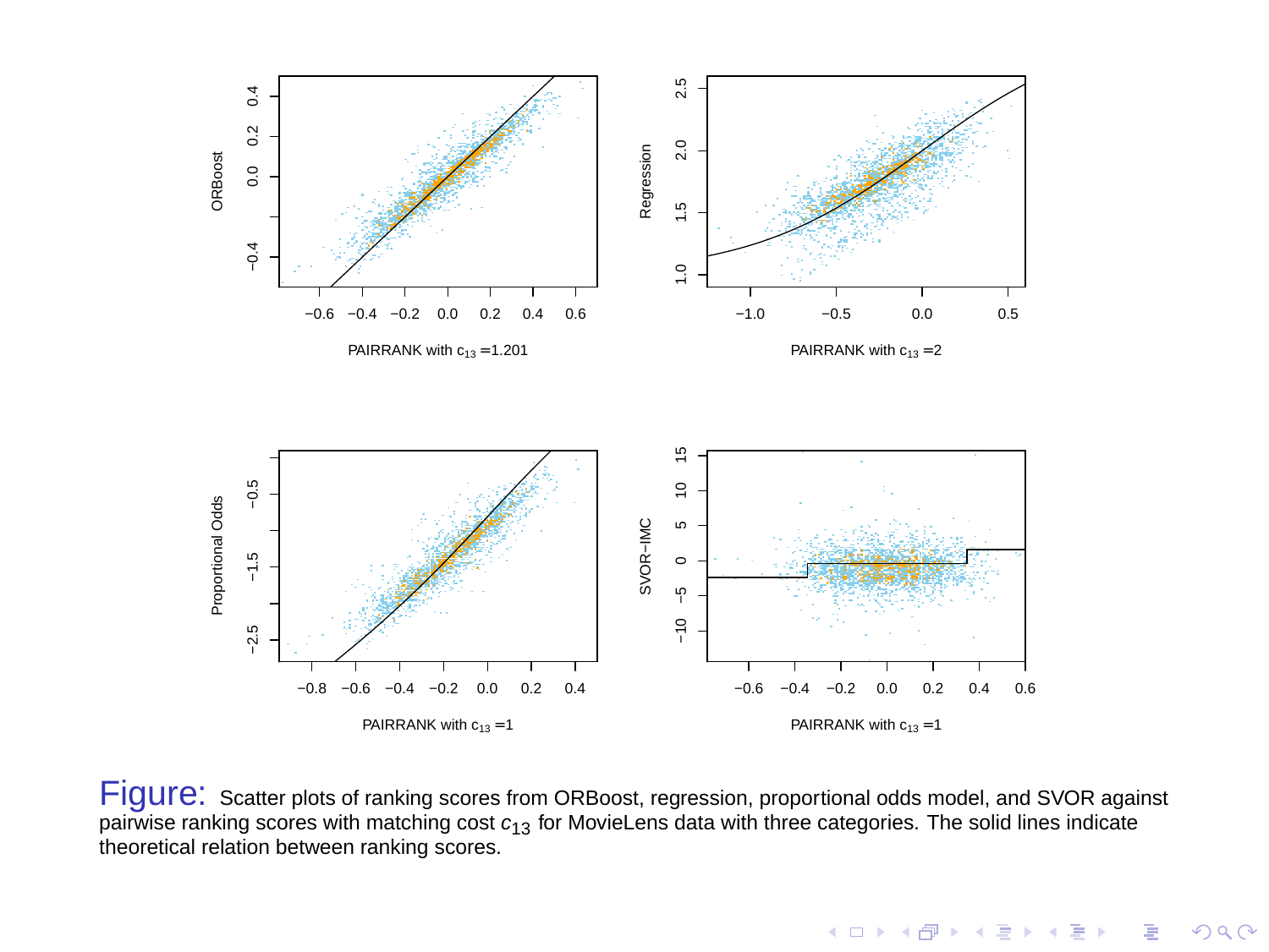Figure: Scatter plots of ranking scores from ORBoost, regression, proportional odds model, and SVOR against pairwise ranking scores with matching cost $c_{13}$ for MovieLens data with three categories. The solid lines indicate theoretical relation between ranking scores.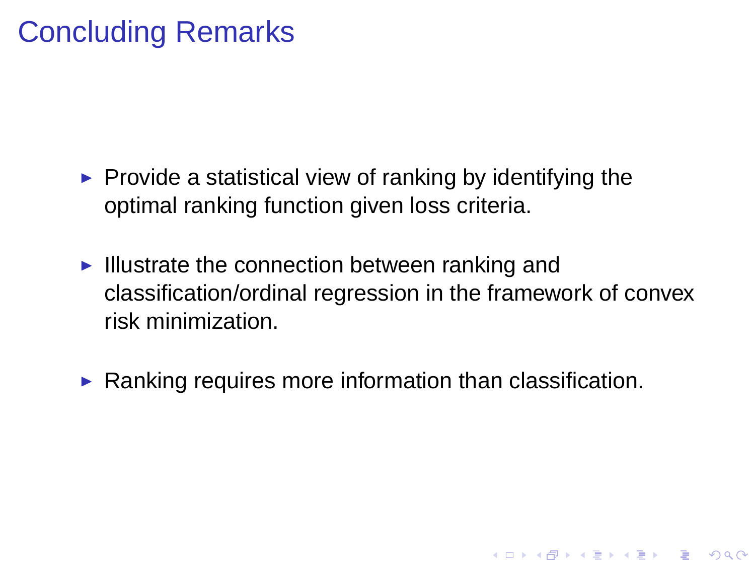# Concluding Remarks

- Provide a statistical view of ranking by identifying the optimal ranking function given loss criteria.
- Illustrate the connection between ranking and classification/ordinal regression in the framework of convex risk minimization.
- Ranking requires more information than classification.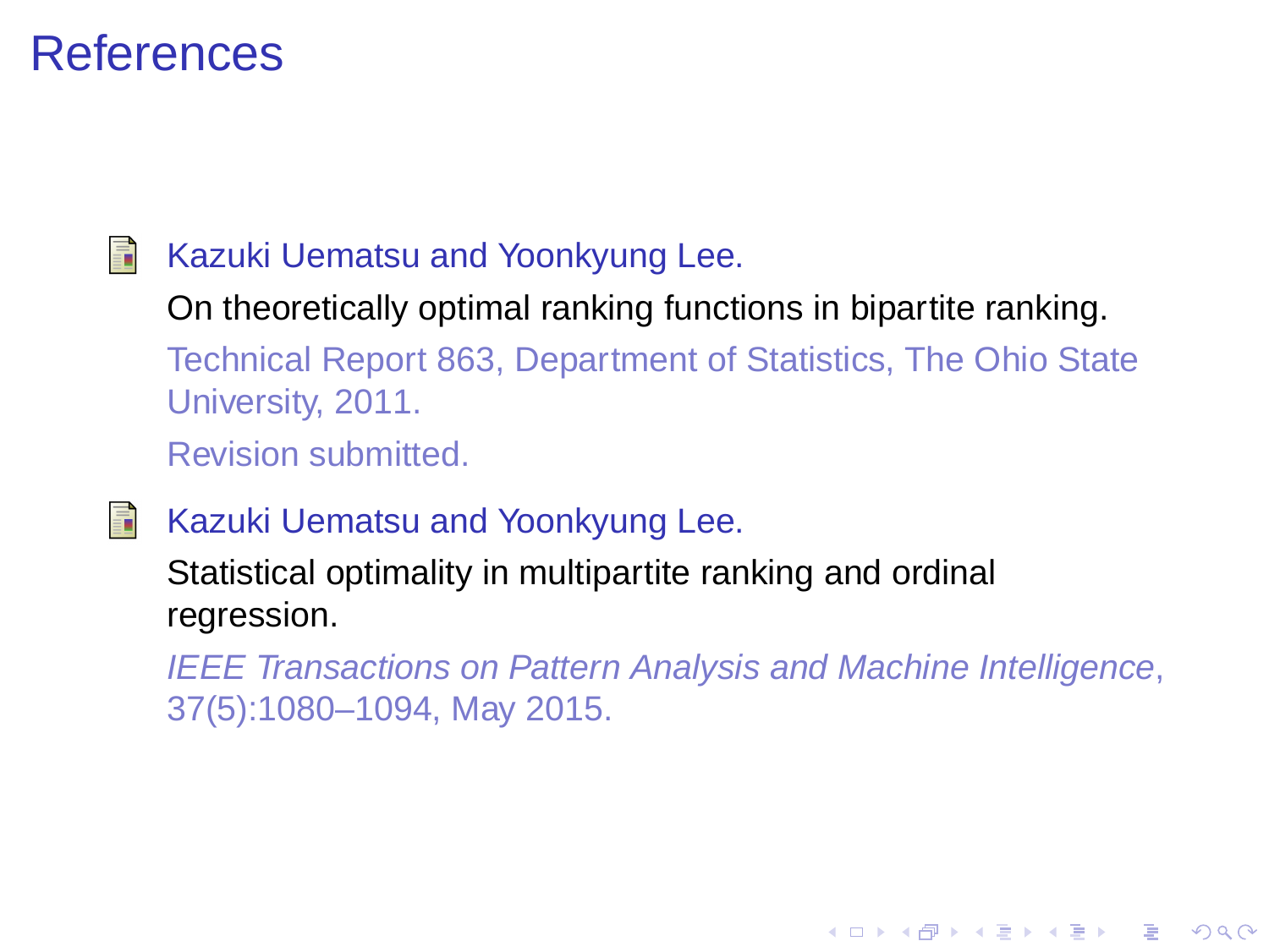# References

- Kazuki Uematsu and Yoonkyung Lee.
  On theoretically optimal ranking functions in bipartite ranking.
  Technical Report 863, Department of Statistics, The Ohio State University, 2011.
  Revision submitted.

- Kazuki Uematsu and Yoonkyung Lee.
  Statistical optimality in multipartite ranking and ordinal regression.
  *IEEE Transactions on Pattern Analysis and Machine Intelligence*, 37(5):1080–1094, May 2015.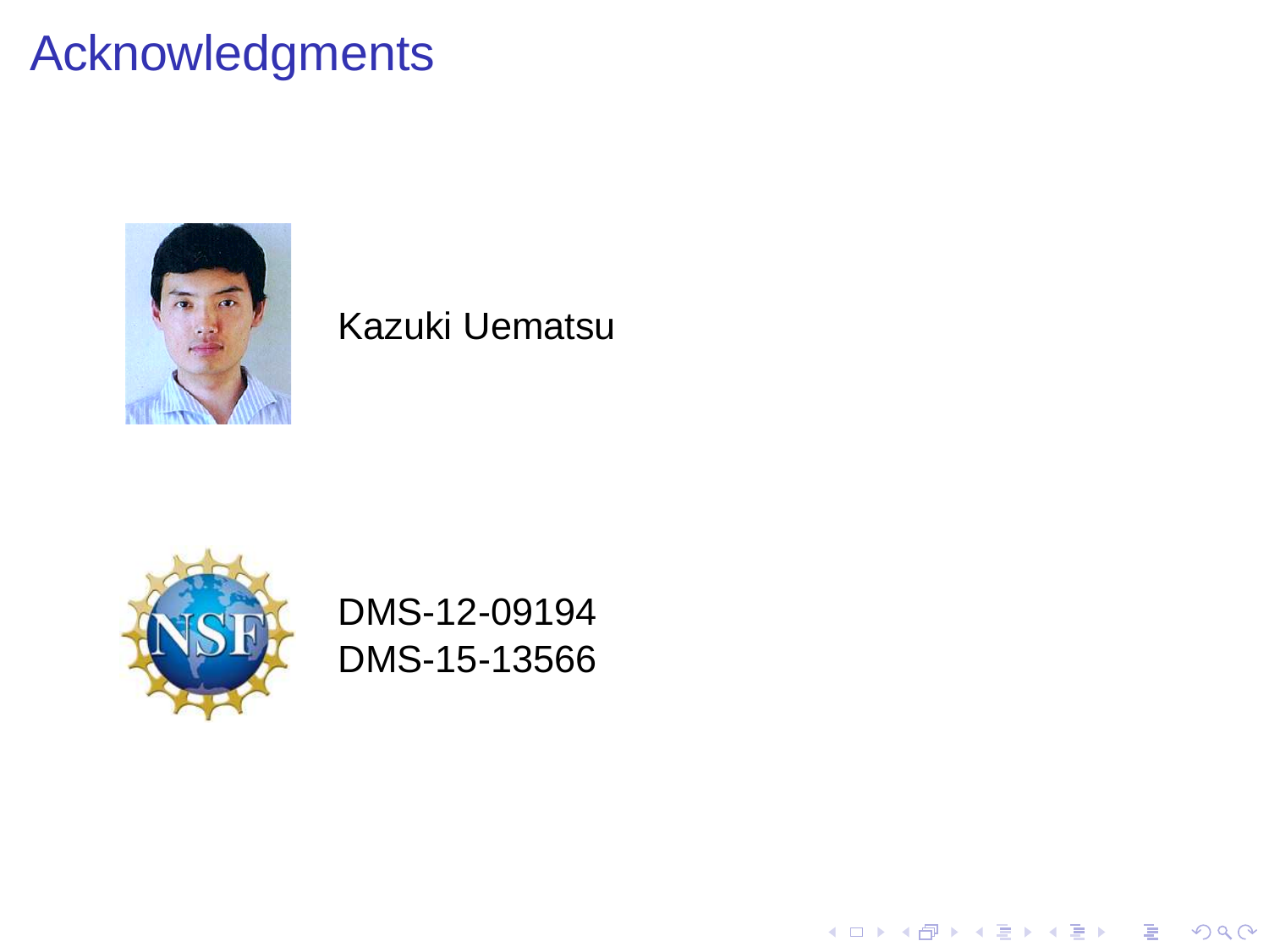# Acknowledgments

Kazuki Uematsu

DMS-12-09194
DMS-15-13566